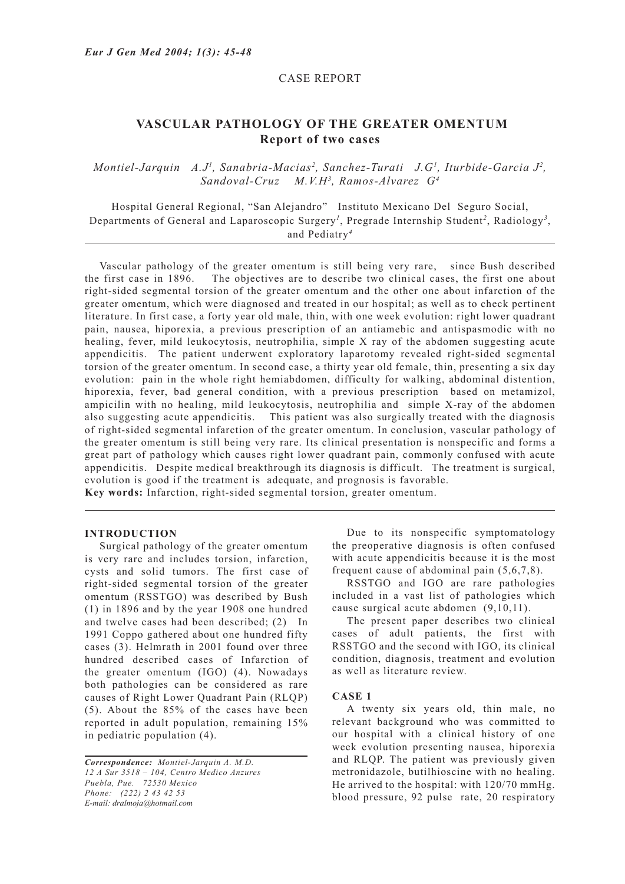CASE REPORT

# VASCULAR PATHOLOGY OF THE GREATER OMENTUM
## Report of two cases

*Montiel-Jarquin A.J[1], Sanabria-Macias[2], Sanchez-Turati J.G[1], Iturbide-Garcia J[2], Sandoval-Cruz M.V.H[3], Ramos-Alvarez G[4]*

Hospital General Regional, "San Alejandro" Instituto Mexicano Del Seguro Social, Departments of General and Laparoscopic Surgery[1], Pregrade Internship Student[2], Radiology[3], and Pediatry[4]

Vascular pathology of the greater omentum is still being very rare, since Bush described the first case in 1896. The objectives are to describe two clinical cases, the first one about right-sided segmental torsion of the greater omentum and the other one about infarction of the greater omentum, which were diagnosed and treated in our hospital; as well as to check pertinent literature. In first case, a forty year old male, thin, with one week evolution: right lower quadrant pain, nausea, hiporexia, a previous prescription of an antiamebic and antispasmodic with no healing, fever, mild leukocytosis, neutrophilia, simple X ray of the abdomen suggesting acute appendicitis. The patient underwent exploratory laparotomy revealed right-sided segmental torsion of the greater omentum. In second case, a thirty year old female, thin, presenting a six day evolution: pain in the whole right hemiabdomen, difficulty for walking, abdominal distention, hiporexia, fever, bad general condition, with a previous prescription based on metamizol, ampicilin with no healing, mild leukocytosis, neutrophilia and simple X-ray of the abdomen also suggesting acute appendicitis. This patient was also surgically treated with the diagnosis of right-sided segmental infarction of the greater omentum. In conclusion, vascular pathology of the greater omentum is still being very rare. Its clinical presentation is nonspecific and forms a great part of pathology which causes right lower quadrant pain, commonly confused with acute appendicitis. Despite medical breakthrough its diagnosis is difficult. The treatment is surgical, evolution is good if the treatment is adequate, and prognosis is favorable.

**Key words:** Infarction, right-sided segmental torsion, greater omentum.

### INTRODUCTION

Surgical pathology of the greater omentum is very rare and includes torsion, infarction, cysts and solid tumors. The first case of right-sided segmental torsion of the greater omentum (RSSTGO) was described by Bush (1) in 1896 and by the year 1908 one hundred and twelve cases had been described; (2) In 1991 Coppo gathered about one hundred fifty cases (3). Helmrath in 2001 found over three hundred described cases of Infarction of the greater omentum (IGO) (4). Nowadays both pathologies can be considered as rare causes of Right Lower Quadrant Pain (RLQP) (5). About the 85% of the cases have been reported in adult population, remaining 15% in pediatric population (4).

Due to its nonspecific symptomatology the preoperative diagnosis is often confused with acute appendicitis because it is the most frequent cause of abdominal pain (5,6,7,8).

RSSTGO and IGO are rare pathologies included in a vast list of pathologies which cause surgical acute abdomen (9,10,11).

The present paper describes two clinical cases of adult patients, the first with RSSTGO and the second with IGO, its clinical condition, diagnosis, treatment and evolution as well as literature review.

### CASE 1

A twenty six years old, thin male, no relevant background who was committed to our hospital with a clinical history of one week evolution presenting nausea, hiporexia and RLQP. The patient was previously given metronidazole, butilhioscine with no healing. He arrived to the hospital: with 120/70 mmHg. blood pressure, 92 pulse rate, 20 respiratory

*Correspondence: Montiel-Jarquin A. M.D.*
*12 A Sur 3518 – 104, Centro Medico Anzures*
*Puebla, Pue. 72530 Mexico*
*Phone: (222) 2 43 42 53*
*E-mail: dralmoja@hotmail.com*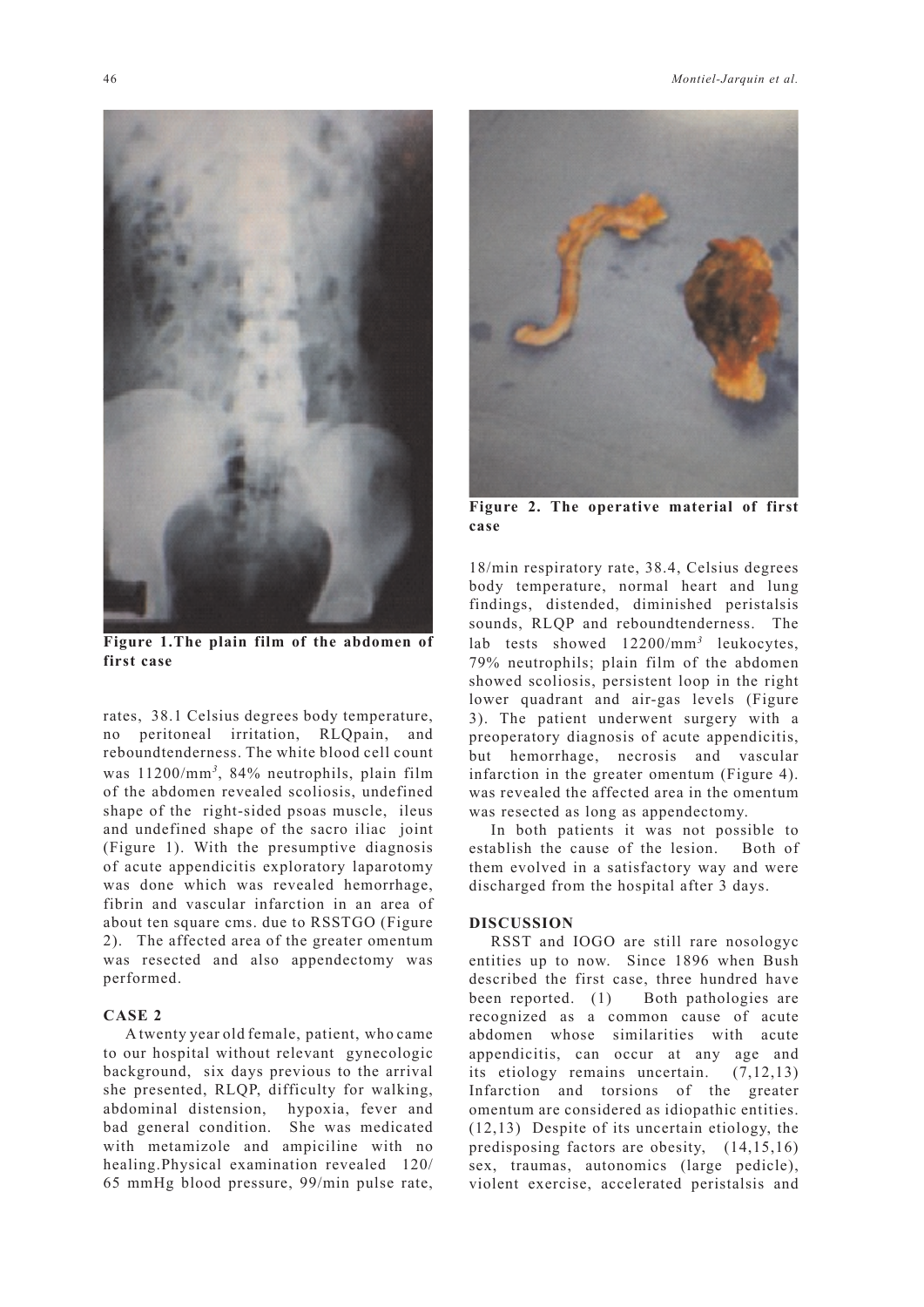**Figure 1.The plain film of the abdomen of first case**

rates, 38.1 Celsius degrees body temperature, no peritoneal irritation, RLQpain, and reboundtenderness. The white blood cell count was 11200/mm$^3$, 84% neutrophils, plain film of the abdomen revealed scoliosis, undefined shape of the right-sided psoas muscle, ileus and undefined shape of the sacro iliac joint (Figure 1). With the presumptive diagnosis of acute appendicitis exploratory laparotomy was done which was revealed hemorrhage, fibrin and vascular infarction in an area of about ten square cms. due to RSSTGO (Figure 2). The affected area of the greater omentum was resected and also appendectomy was performed.

## CASE 2

A twenty year old female, patient, who came to our hospital without relevant gynecologic background, six days previous to the arrival she presented, RLQP, difficulty for walking, abdominal distension, hypoxia, fever and bad general condition. She was medicated with metamizole and ampiciline with no healing.Physical examination revealed 120/65 mmHg blood pressure, 99/min pulse rate,

**Figure 2. The operative material of first case**

18/min respiratory rate, 38.4, Celsius degrees body temperature, normal heart and lung findings, distended, diminished peristalsis sounds, RLQP and reboundtenderness. The lab tests showed 12200/mm$^3$ leukocytes, 79% neutrophils; plain film of the abdomen showed scoliosis, persistent loop in the right lower quadrant and air-gas levels (Figure 3). The patient underwent surgery with a preoperatory diagnosis of acute appendicitis, but hemorrhage, necrosis and vascular infarction in the greater omentum (Figure 4). was revealed the affected area in the omentum was resected as long as appendectomy.

In both patients it was not possible to establish the cause of the lesion. Both of them evolved in a satisfactory way and were discharged from the hospital after 3 days.

## DISCUSSION

RSST and IOGO are still rare nosologyc entities up to now. Since 1896 when Bush described the first case, three hundred have been reported. (1) Both pathologies are recognized as a common cause of acute abdomen whose similarities with acute appendicitis, can occur at any age and its etiology remains uncertain. (7,12,13) Infarction and torsions of the greater omentum are considered as idiopathic entities. (12,13) Despite of its uncertain etiology, the predisposing factors are obesity, (14,15,16) sex, traumas, autonomics (large pedicle), violent exercise, accelerated peristalsis and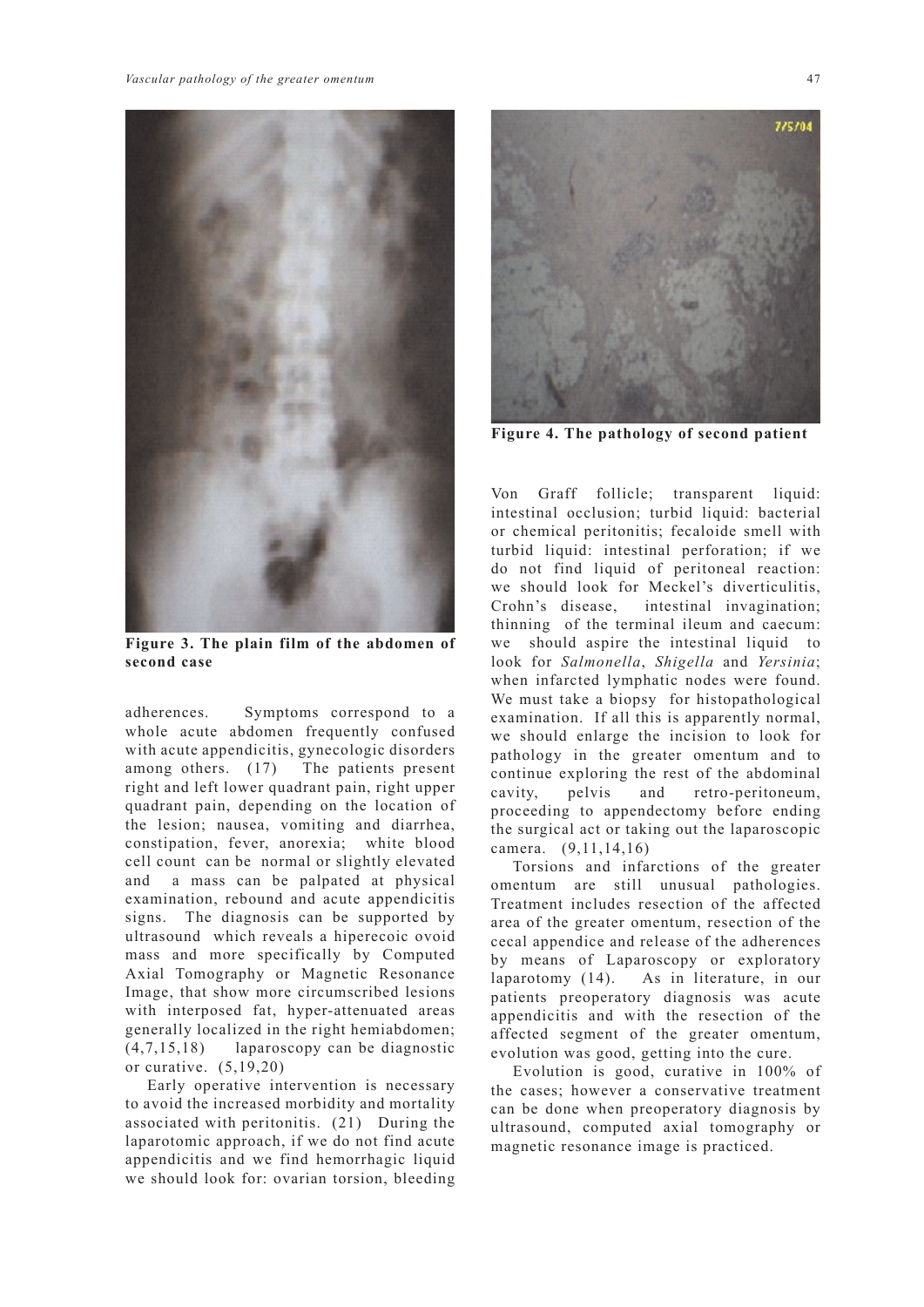Figure 3. The plain film of the abdomen of second case

adherences. Symptoms correspond to a whole acute abdomen frequently confused with acute appendicitis, gynecologic disorders among others. (17) The patients present right and left lower quadrant pain, right upper quadrant pain, depending on the location of the lesion; nausea, vomiting and diarrhea, constipation, fever, anorexia; white blood cell count can be normal or slightly elevated and a mass can be palpated at physical examination, rebound and acute appendicitis signs. The diagnosis can be supported by ultrasound which reveals a hiperecoic ovoid mass and more specifically by Computed Axial Tomography or Magnetic Resonance Image, that show more circumscribed lesions with interposed fat, hyper-attenuated areas generally localized in the right hemiabdomen; (4,7,15,18) laparoscopy can be diagnostic or curative. (5,19,20)

Early operative intervention is necessary to avoid the increased morbidity and mortality associated with peritonitis. (21) During the laparotomic approach, if we do not find acute appendicitis and we find hemorrhagic liquid we should look for: ovarian torsion, bleeding Von Graff follicle; transparent liquid: intestinal occlusion; turbid liquid: bacterial or chemical peritonitis; fecaloide smell with turbid liquid: intestinal perforation; if we do not find liquid of peritoneal reaction: we should look for Meckel's diverticulitis, Crohn's disease, intestinal invagination; thinning of the terminal ileum and caecum: we should aspire the intestinal liquid to look for *Salmonella*, *Shigella* and *Yersinia*; when infarcted lymphatic nodes were found. We must take a biopsy for histopathological examination. If all this is apparently normal, we should enlarge the incision to look for pathology in the greater omentum and to continue exploring the rest of the abdominal cavity, pelvis and retro-peritoneum, proceeding to appendectomy before ending the surgical act or taking out the laparoscopic camera. (9,11,14,16)

Figure 4. The pathology of second patient

Torsions and infarctions of the greater omentum are still unusual pathologies. Treatment includes resection of the affected area of the greater omentum, resection of the cecal appendice and release of the adherences by means of Laparoscopy or exploratory laparotomy (14). As in literature, in our patients preoperatory diagnosis was acute appendicitis and with the resection of the affected segment of the greater omentum, evolution was good, getting into the cure.

Evolution is good, curative in 100% of the cases; however a conservative treatment can be done when preoperatory diagnosis by ultrasound, computed axial tomography or magnetic resonance image is practiced.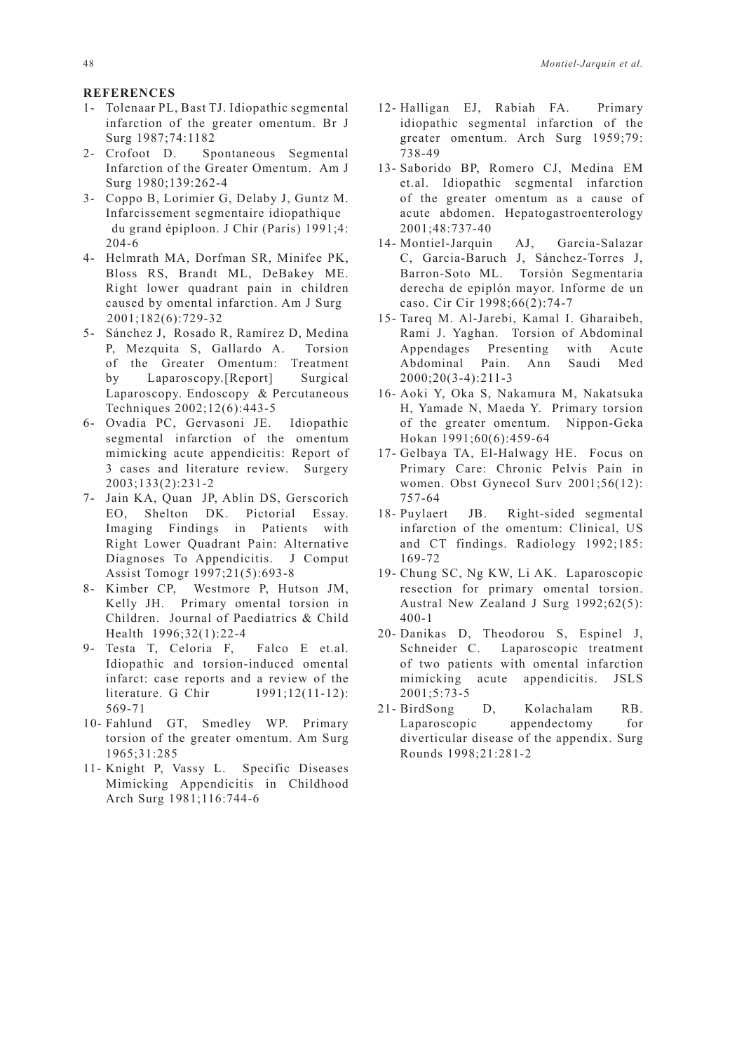**REFERENCES**

1- Tolenaar PL, Bast TJ. Idiopathic segmental infarction of the greater omentum. Br J Surg 1987;74:1182
2- Crofoot D. Spontaneous Segmental Infarction of the Greater Omentum. Am J Surg 1980;139:262-4
3- Coppo B, Lorimier G, Delaby J, Guntz M. Infarcissement segmentaire idiopathique du grand épiploon. J Chir (Paris) 1991;4: 204-6
4- Helmrath MA, Dorfman SR, Minifee PK, Bloss RS, Brandt ML, DeBakey ME. Right lower quadrant pain in children caused by omental infarction. Am J Surg 2001;182(6):729-32
5- Sánchez J, Rosado R, Ramírez D, Medina P, Mezquita S, Gallardo A. Torsion of the Greater Omentum: Treatment by Laparoscopy.[Report] Surgical Laparoscopy. Endoscopy & Percutaneous Techniques 2002;12(6):443-5
6- Ovadia PC, Gervasoni JE. Idiopathic segmental infarction of the omentum mimicking acute appendicitis: Report of 3 cases and literature review. Surgery 2003;133(2):231-2
7- Jain KA, Quan JP, Ablin DS, Gerscorich EO, Shelton DK. Pictorial Essay. Imaging Findings in Patients with Right Lower Quadrant Pain: Alternative Diagnoses To Appendicitis. J Comput Assist Tomogr 1997;21(5):693-8
8- Kimber CP, Westmore P, Hutson JM, Kelly JH. Primary omental torsion in Children. Journal of Paediatrics & Child Health 1996;32(1):22-4
9- Testa T, Celoria F, Falco E et.al. Idiopathic and torsion-induced omental infarct: case reports and a review of the literature. G Chir 1991;12(11-12): 569-71
10- Fahlund GT, Smedley WP. Primary torsion of the greater omentum. Am Surg 1965;31:285
11- Knight P, Vassy L. Specific Diseases Mimicking Appendicitis in Childhood Arch Surg 1981;116:744-6
12- Halligan EJ, Rabiah FA. Primary idiopathic segmental infarction of the greater omentum. Arch Surg 1959;79: 738-49
13- Saborido BP, Romero CJ, Medina EM et.al. Idiopathic segmental infarction of the greater omentum as a cause of acute abdomen. Hepatogastroenterology 2001;48:737-40
14- Montiel-Jarquin AJ, Garcia-Salazar C, Garcia-Baruch J, Sánchez-Torres J, Barron-Soto ML. Torsión Segmentaria derecha de epiplón mayor. Informe de un caso. Cir Cir 1998;66(2):74-7
15- Tareq M. Al-Jarebi, Kamal I. Gharaibeh, Rami J. Yaghan. Torsion of Abdominal Appendages Presenting with Acute Abdominal Pain. Ann Saudi Med 2000;20(3-4):211-3
16- Aoki Y, Oka S, Nakamura M, Nakatsuka H, Yamade N, Maeda Y. Primary torsion of the greater omentum. Nippon-Geka Hokan 1991;60(6):459-64
17- Gelbaya TA, El-Halwagy HE. Focus on Primary Care: Chronic Pelvis Pain in women. Obst Gynecol Surv 2001;56(12): 757-64
18- Puylaert JB. Right-sided segmental infarction of the omentum: Clinical, US and CT findings. Radiology 1992;185: 169-72
19- Chung SC, Ng KW, Li AK. Laparoscopic resection for primary omental torsion. Austral New Zealand J Surg 1992;62(5): 400-1
20- Danikas D, Theodorou S, Espinel J, Schneider C. Laparoscopic treatment of two patients with omental infarction mimicking acute appendicitis. JSLS 2001;5:73-5
21- BirdSong D, Kolachalam RB. Laparoscopic appendectomy for diverticular disease of the appendix. Surg Rounds 1998;21:281-2